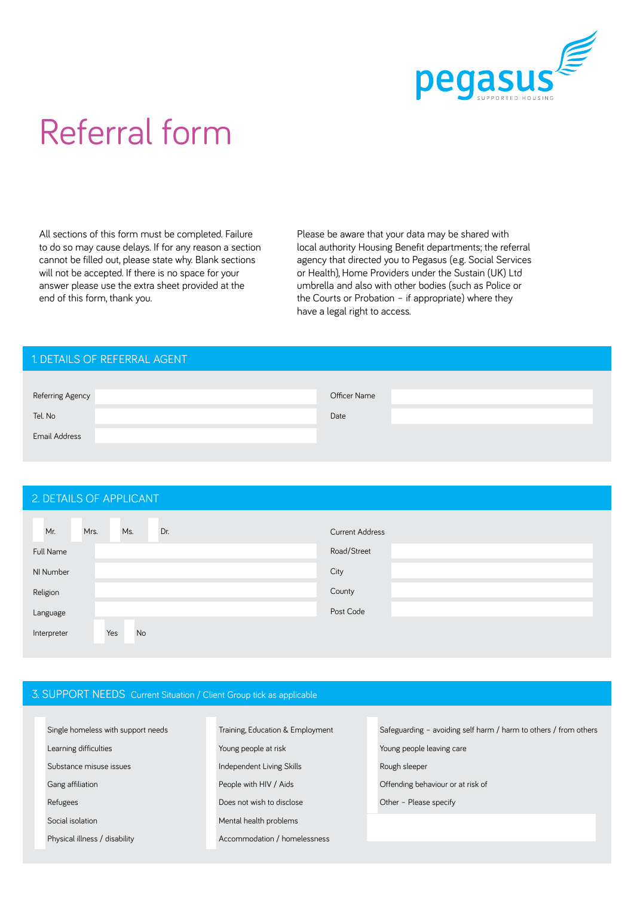pegasus

SUPPORTED HOUSING

# Referral form

All sections of this form must be completed. Failure to do so may cause delays. If for any reason a section cannot be filled out, please state why. Blank sections will not be accepted. If there is no space for your answer please use the extra sheet provided at the end of this form, thank you.

Please be aware that your data may be shared with local authority Housing Benefit departments; the referral agency that directed you to Pegasus (e.g. Social Services or Health), Home Providers under the Sustain (UK) Ltd umbrella and also with other bodies (such as Police or the Courts or Probation – if appropriate) where they have a legal right to access.

## 1. DETAILS OF REFERRAL AGENT

| | | | |
|---|---|---|---|
| Referring Agency | | Officer Name | |
| Tel. No | | Date | |
| Email Address | | | |

## 2. DETAILS OF APPLICANT

☐ Mr. ☐ Mrs. ☐ Ms. ☐ Dr.

| | | Current Address | |
|---|---|---|---|
| Full Name | | Road/Street | |
| NI Number | | City | |
| Religion | | County | |
| Language | | Post Code | |
| Interpreter | ☐ Yes ☐ No | | |

## 3. SUPPORT NEEDS Current Situation / Client Group tick as applicable

| | | |
|---|---|---|
| ☐ Single homeless with support needs | ☐ Training, Education & Employment | ☐ Safeguarding – avoiding self harm / harm to others / from others |
| ☐ Learning difficulties | ☐ Young people at risk | ☐ Young people leaving care |
| ☐ Substance misuse issues | ☐ Independent Living Skills | ☐ Rough sleeper |
| ☐ Gang affiliation | ☐ People with HIV / Aids | ☐ Offending behaviour or at risk of |
| ☐ Refugees | ☐ Does not wish to disclose | ☐ Other – Please specify |
| ☐ Social isolation | ☐ Mental health problems | |
| ☐ Physical illness / disability | ☐ Accommodation / homelessness | |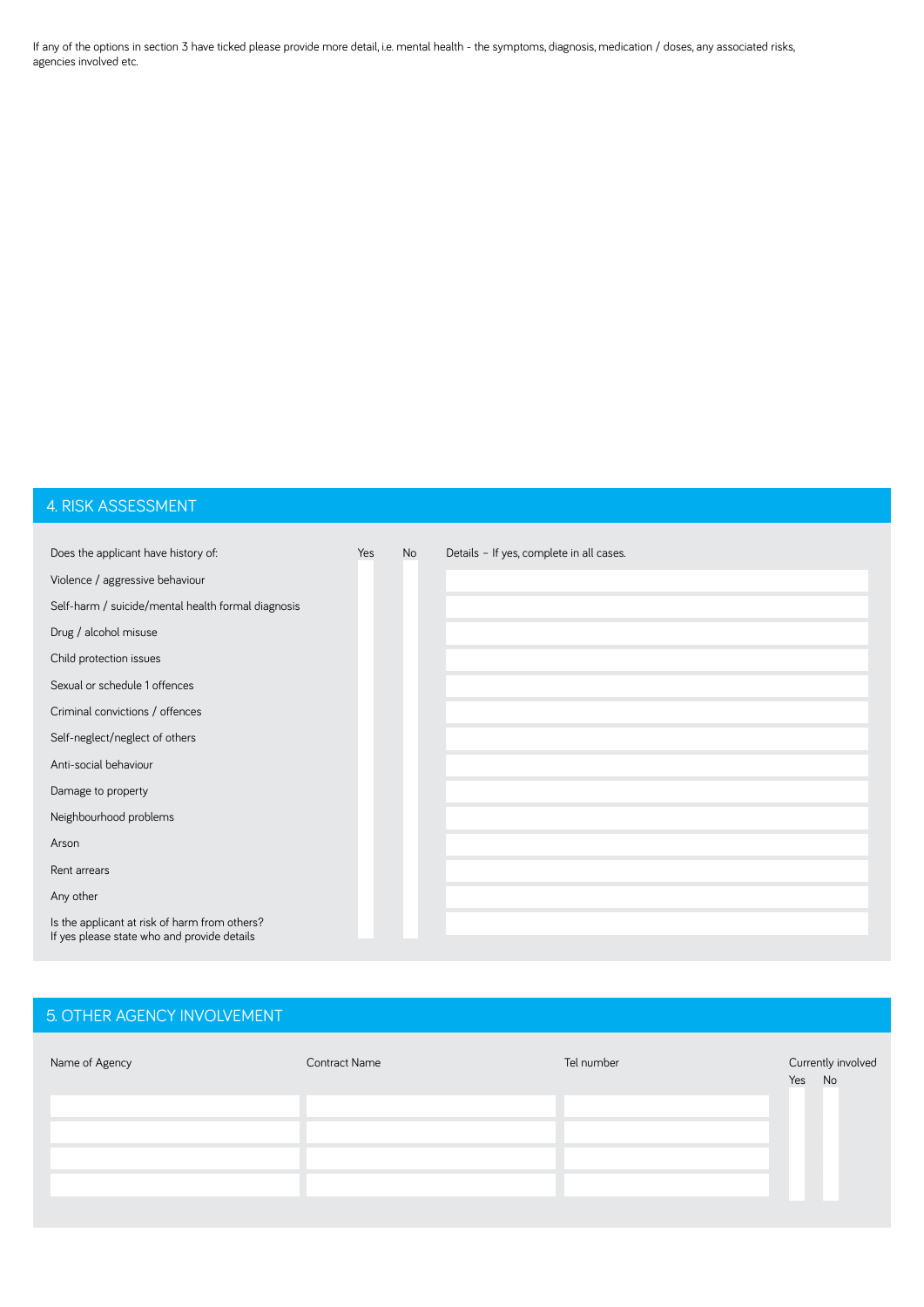If any of the options in section 3 have ticked please provide more detail, i.e. mental health - the symptoms, diagnosis, medication / doses, any associated risks, agencies involved etc.

## 4. RISK ASSESSMENT

| Does the applicant have history of: | Yes | No | Details – If yes, complete in all cases. |
|---|---|---|---|
| Violence / aggressive behaviour | | | |
| Self-harm / suicide/mental health formal diagnosis | | | |
| Drug / alcohol misuse | | | |
| Child protection issues | | | |
| Sexual or schedule 1 offences | | | |
| Criminal convictions / offences | | | |
| Self-neglect/neglect of others | | | |
| Anti-social behaviour | | | |
| Damage to property | | | |
| Neighbourhood problems | | | |
| Arson | | | |
| Rent arrears | | | |
| Any other | | | |
| Is the applicant at risk of harm from others? If yes please state who and provide details | | | |

## 5. OTHER AGENCY INVOLVEMENT

| Name of Agency | Contract Name | Tel number | Currently involved Yes | No |
|---|---|---|---|---|
| | | | | |
| | | | | |
| | | | | |
| | | | | |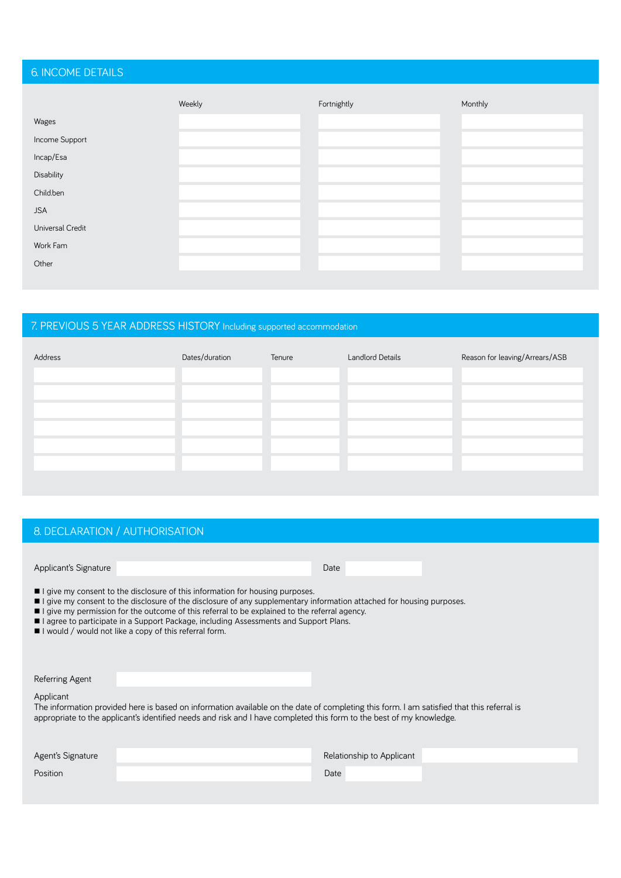## 6. INCOME DETAILS

| | Weekly | Fortnightly | Monthly |
|---|---|---|---|
| Wages | | | |
| Income Support | | | |
| Incap/Esa | | | |
| Disability | | | |
| Child.ben | | | |
| JSA | | | |
| Universal Credit | | | |
| Work Fam | | | |
| Other | | | |

## 7. PREVIOUS 5 YEAR ADDRESS HISTORY Including supported accommodation

| Address | Dates/duration | Tenure | Landlord Details | Reason for leaving/Arrears/ASB |
|---|---|---|---|---|
| | | | | |
| | | | | |
| | | | | |
| | | | | |
| | | | | |
| | | | | |

## 8. DECLARATION / AUTHORISATION

Applicant's Signature ______________________ Date ____________

- I give my consent to the disclosure of this information for housing purposes.
- I give my consent to the disclosure of the disclosure of any supplementary information attached for housing purposes.
- I give my permission for the outcome of this referral to be explained to the referral agency.
- I agree to participate in a Support Package, including Assessments and Support Plans.
- I would / would not like a copy of this referral form.

Referring Agent ______________________

Applicant
The information provided here is based on information available on the date of completing this form. I am satisfied that this referral is appropriate to the applicant's identified needs and risk and I have completed this form to the best of my knowledge.

Agent's Signature ______________________ Relationship to Applicant ______________________

Position ______________________ Date ____________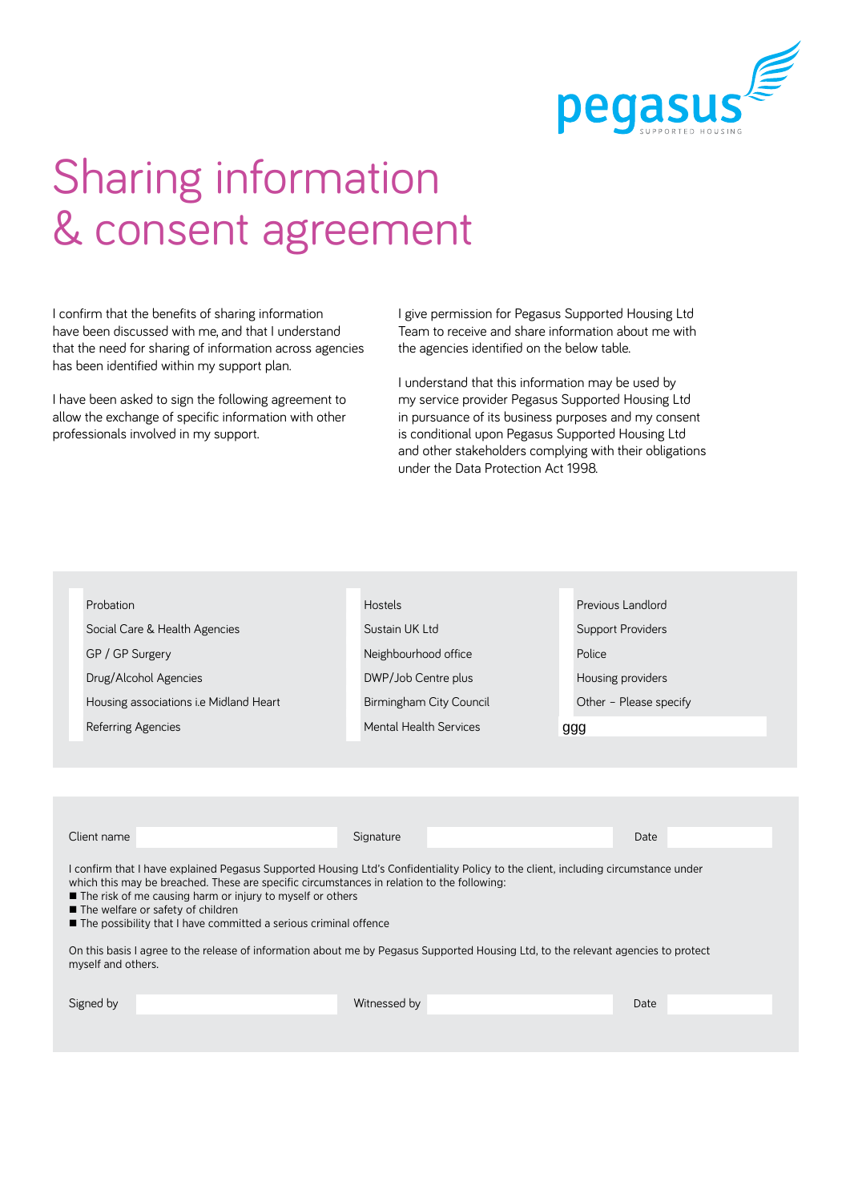pegasus
SUPPORTED HOUSING

# Sharing information & consent agreement

I confirm that the benefits of sharing information have been discussed with me, and that I understand that the need for sharing of information across agencies has been identified within my support plan.

I have been asked to sign the following agreement to allow the exchange of specific information with other professionals involved in my support.

I give permission for Pegasus Supported Housing Ltd Team to receive and share information about me with the agencies identified on the below table.

I understand that this information may be used by my service provider Pegasus Supported Housing Ltd in pursuance of its business purposes and my consent is conditional upon Pegasus Supported Housing Ltd and other stakeholders complying with their obligations under the Data Protection Act 1998.

| | | |
|---|---|---|
| Probation | Hostels | Previous Landlord |
| Social Care & Health Agencies | Sustain UK Ltd | Support Providers |
| GP / GP Surgery | Neighbourhood office | Police |
| Drug/Alcohol Agencies | DWP/Job Centre plus | Housing providers |
| Housing associations i.e Midland Heart | Birmingham City Council | Other – Please specify |
| Referring Agencies | Mental Health Services | ggg |

Client name ______ Signature ______ Date ______

I confirm that I have explained Pegasus Supported Housing Ltd's Confidentiality Policy to the client, including circumstance under which this may be breached. These are specific circumstances in relation to the following:

- The risk of me causing harm or injury to myself or others
- The welfare or safety of children
- The possibility that I have committed a serious criminal offence

On this basis I agree to the release of information about me by Pegasus Supported Housing Ltd, to the relevant agencies to protect myself and others.

Signed by ______ Witnessed by ______ Date ______